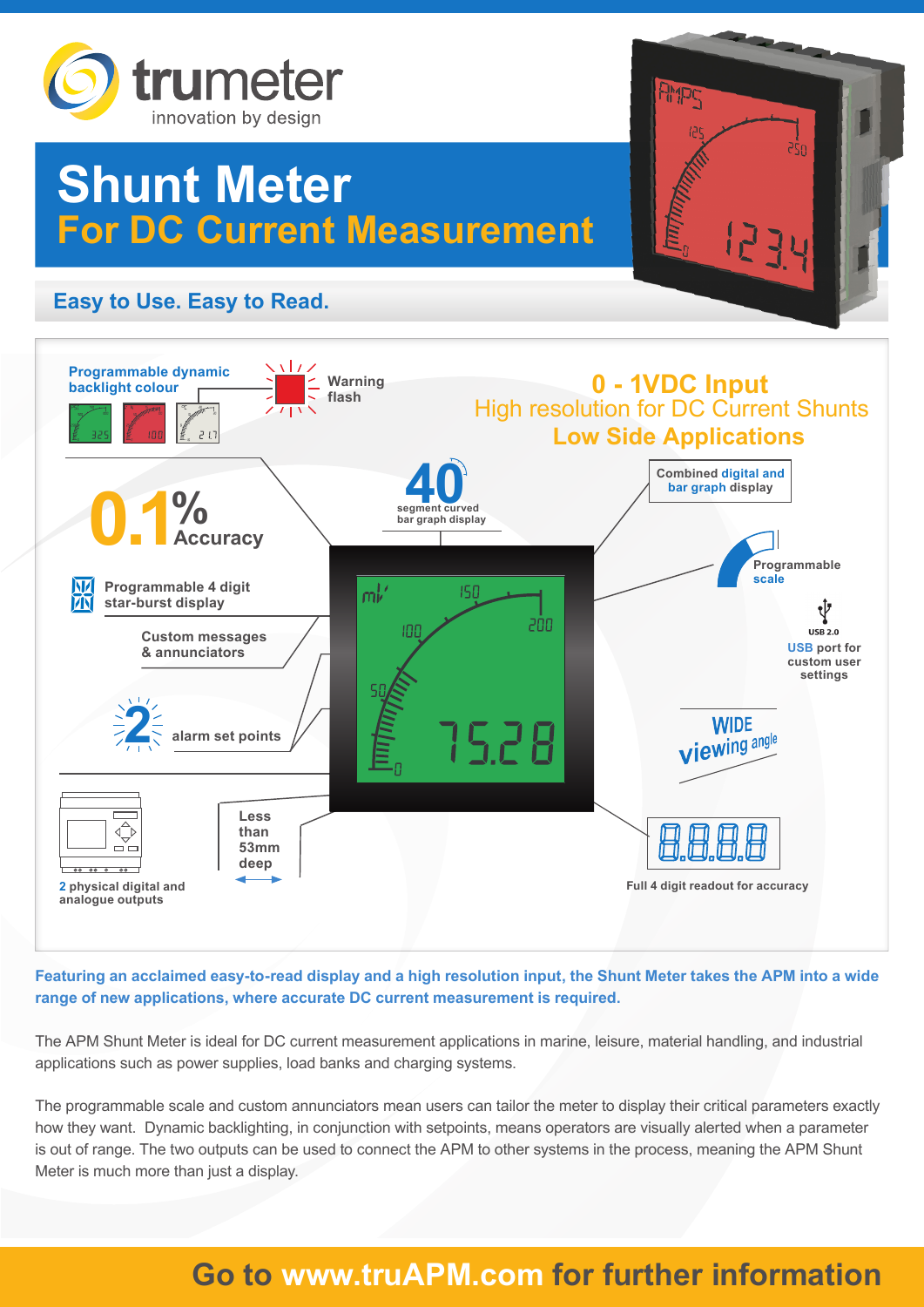# trumeter

innovation by design

# Shunt Meter

## For DC Current Measurement

### Easy to Use. Easy to Read.

Programmable dynamic backlight colour

Warning flash

**0 - 1VDC Input**

High resolution for DC Current Shunts

**Low Side Applications**

**40** segment curved bar graph display

Combined digital and bar graph display

**0.1%** Accuracy

Programmable scale

Programmable 4 digit star-burst display

USB 2.0

USB port for custom user settings

Custom messages & annunciators

WIDE viewing angle

**2** alarm set points

2 physical digital and analogue outputs

Less than 53mm deep

Full 4 digit readout for accuracy

**Featuring an acclaimed easy-to-read display and a high resolution input, the Shunt Meter takes the APM into a wide range of new applications, where accurate DC current measurement is required.**

The APM Shunt Meter is ideal for DC current measurement applications in marine, leisure, material handling, and industrial applications such as power supplies, load banks and charging systems.

The programmable scale and custom annunciators mean users can tailor the meter to display their critical parameters exactly how they want. Dynamic backlighting, in conjunction with setpoints, means operators are visually alerted when a parameter is out of range. The two outputs can be used to connect the APM to other systems in the process, meaning the APM Shunt Meter is much more than just a display.

**Go to www.truAPM.com for further information**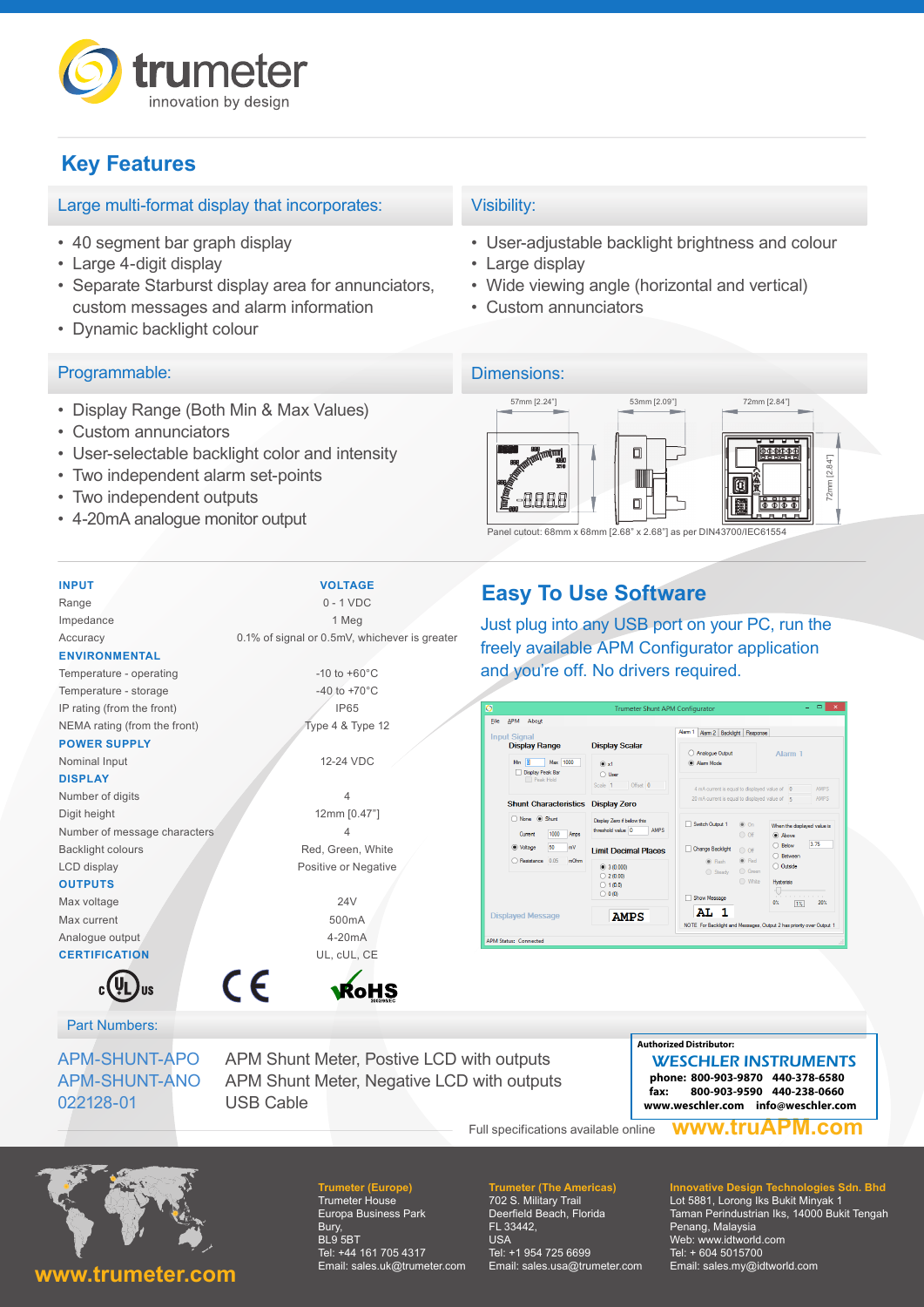trumeter
innovation by design

## Key Features

### Large multi-format display that incorporates:

- 40 segment bar graph display
- Large 4-digit display
- Separate Starburst display area for annunciators, custom messages and alarm information
- Dynamic backlight colour

### Visibility:

- User-adjustable backlight brightness and colour
- Large display
- Wide viewing angle (horizontal and vertical)
- Custom annunciators

### Programmable:

- Display Range (Both Min & Max Values)
- Custom annunciators
- User-selectable backlight color and intensity
- Two independent alarm set-points
- Two independent outputs
- 4-20mA analogue monitor output

### Dimensions:

57mm [2.24"]
53mm [2.09"]
72mm [2.84"]
72mm [2.84"]

Panel cutout: 68mm x 68mm [2.68" x 2.68"] as per DIN43700/IEC61554

| | |
|---|---|
| **INPUT** | **VOLTAGE** |
| Range | 0 - 1 VDC |
| Impedance | 1 Meg |
| Accuracy | 0.1% of signal or 0.5mV, whichever is greater |
| **ENVIRONMENTAL** | |
| Temperature - operating | -10 to +60°C |
| Temperature - storage | -40 to +70°C |
| IP rating (from the front) | IP65 |
| NEMA rating (from the front) | Type 4 & Type 12 |
| **POWER SUPPLY** | |
| Nominal Input | 12-24 VDC |
| **DISPLAY** | |
| Number of digits | 4 |
| Digit height | 12mm [0.47"] |
| Number of message characters | 4 |
| Backlight colours | Red, Green, White |
| LCD display | Positive or Negative |
| **OUTPUTS** | |
| Max voltage | 24V |
| Max current | 500mA |
| Analogue output | 4-20mA |
| **CERTIFICATION** | UL, cUL, CE |

c UL us  CE  RoHS

## Easy To Use Software

Just plug into any USB port on your PC, run the freely available APM Configurator application and you're off. No drivers required.

### Part Numbers:

| | |
|---|---|
| APM-SHUNT-APO | APM Shunt Meter, Postive LCD with outputs |
| APM-SHUNT-ANO | APM Shunt Meter, Negative LCD with outputs |
| 022128-01 | USB Cable |

**Authorized Distributor:**
**WESCHLER INSTRUMENTS**
**phone: 800-903-9870 440-378-6580**
**fax: 800-903-9590 440-238-0660**
**www.weschler.com info@weschler.com**

Full specifications available online **www.truAPM.com**

**www.trumeter.com**

**Trumeter (Europe)**
Trumeter House
Europa Business Park
Bury,
BL9 5BT
Tel: +44 161 705 4317
Email: sales.uk@trumeter.com

**Trumeter (The Americas)**
702 S. Military Trail
Deerfield Beach, Florida
FL 33442,
USA
Tel: +1 954 725 6699
Email: sales.usa@trumeter.com

**Innovative Design Technologies Sdn. Bhd**
Lot 5881, Lorong Iks Bukit Minyak 1
Taman Perindustrian Iks, 14000 Bukit Tengah
Penang, Malaysia
Web: www.idtworld.com
Tel: + 604 5015700
Email: sales.my@idtworld.com